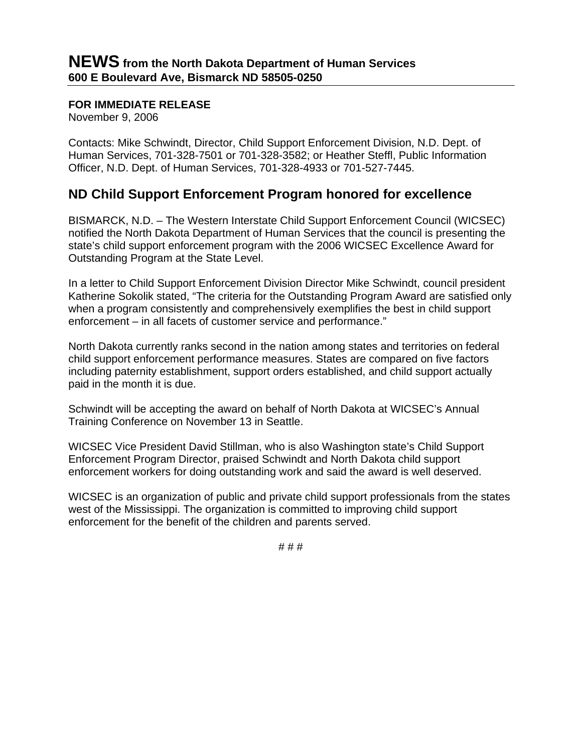# NEWS from the North Dakota Department of Human Services
**600 E Boulevard Ave, Bismarck ND 58505-0250**

**FOR IMMEDIATE RELEASE**
November 9, 2006

Contacts: Mike Schwindt, Director, Child Support Enforcement Division, N.D. Dept. of Human Services, 701-328-7501 or 701-328-3582; or Heather Steffl, Public Information Officer, N.D. Dept. of Human Services, 701-328-4933 or 701-527-7445.

## ND Child Support Enforcement Program honored for excellence

BISMARCK, N.D. – The Western Interstate Child Support Enforcement Council (WICSEC) notified the North Dakota Department of Human Services that the council is presenting the state's child support enforcement program with the 2006 WICSEC Excellence Award for Outstanding Program at the State Level.

In a letter to Child Support Enforcement Division Director Mike Schwindt, council president Katherine Sokolik stated, "The criteria for the Outstanding Program Award are satisfied only when a program consistently and comprehensively exemplifies the best in child support enforcement – in all facets of customer service and performance."

North Dakota currently ranks second in the nation among states and territories on federal child support enforcement performance measures. States are compared on five factors including paternity establishment, support orders established, and child support actually paid in the month it is due.

Schwindt will be accepting the award on behalf of North Dakota at WICSEC's Annual Training Conference on November 13 in Seattle.

WICSEC Vice President David Stillman, who is also Washington state's Child Support Enforcement Program Director, praised Schwindt and North Dakota child support enforcement workers for doing outstanding work and said the award is well deserved.

WICSEC is an organization of public and private child support professionals from the states west of the Mississippi. The organization is committed to improving child support enforcement for the benefit of the children and parents served.

# # #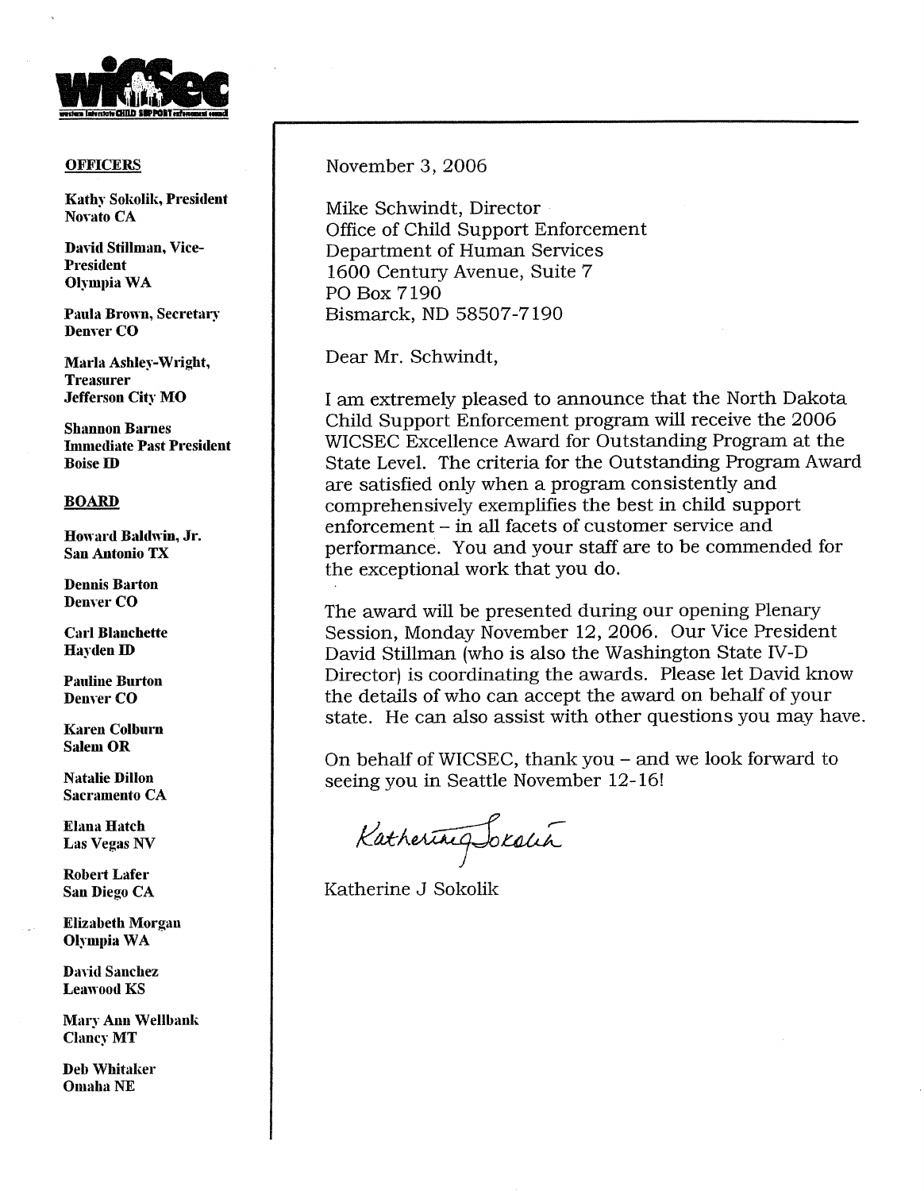wicsec

western interstate CHILD SUPPORT enforcement council

**OFFICERS**

**Kathy Sokolik, President**
**Novato CA**

**David Stillman, Vice-President**
**Olympia WA**

**Paula Brown, Secretary**
**Denver CO**

**Marla Ashley-Wright, Treasurer**
**Jefferson City MO**

**Shannon Barnes**
**Immediate Past President**
**Boise ID**

**BOARD**

**Howard Baldwin, Jr.**
**San Antonio TX**

**Dennis Barton**
**Denver CO**

**Carl Blanchette**
**Hayden ID**

**Pauline Burton**
**Denver CO**

**Karen Colburn**
**Salem OR**

**Natalie Dillon**
**Sacramento CA**

**Elana Hatch**
**Las Vegas NV**

**Robert Lafer**
**San Diego CA**

**Elizabeth Morgan**
**Olympia WA**

**David Sanchez**
**Leawood KS**

**Mary Ann Wellbank**
**Clancy MT**

**Deb Whitaker**
**Omaha NE**

November 3, 2006

Mike Schwindt, Director
Office of Child Support Enforcement
Department of Human Services
1600 Century Avenue, Suite 7
PO Box 7190
Bismarck, ND 58507-7190

Dear Mr. Schwindt,

I am extremely pleased to announce that the North Dakota Child Support Enforcement program will receive the 2006 WICSEC Excellence Award for Outstanding Program at the State Level. The criteria for the Outstanding Program Award are satisfied only when a program consistently and comprehensively exemplifies the best in child support enforcement – in all facets of customer service and performance. You and your staff are to be commended for the exceptional work that you do.

The award will be presented during our opening Plenary Session, Monday November 12, 2006. Our Vice President David Stillman (who is also the Washington State IV-D Director) is coordinating the awards. Please let David know the details of who can accept the award on behalf of your state. He can also assist with other questions you may have.

On behalf of WICSEC, thank you – and we look forward to seeing you in Seattle November 12-16!

Katherine J Sokolik

Katherine J Sokolik